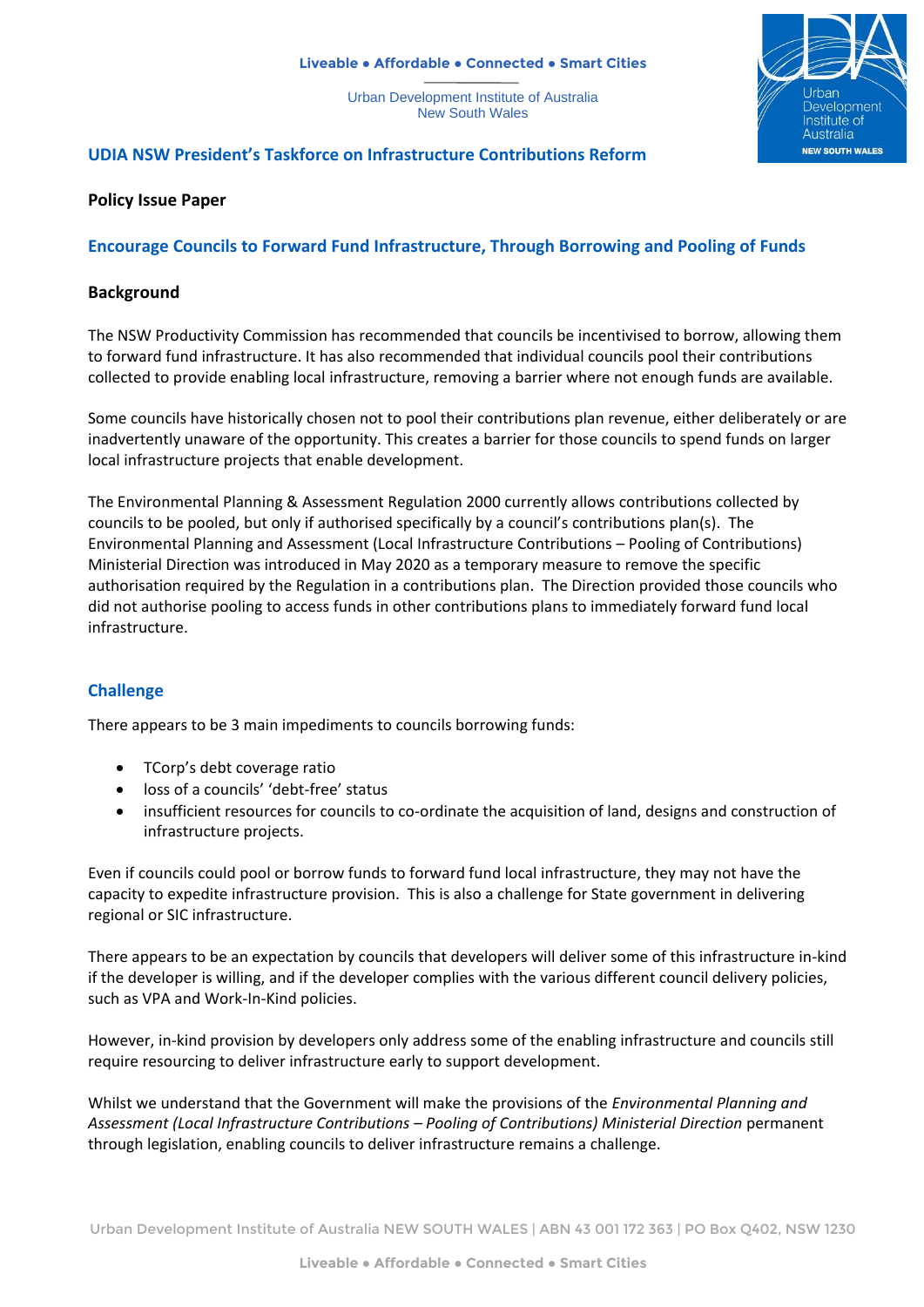Liveable • Affordable • Connected • Smart Cities

Urban Development Institute of Australia
New South Wales

## UDIA NSW President's Taskforce on Infrastructure Contributions Reform

**Policy Issue Paper**

## Encourage Councils to Forward Fund Infrastructure, Through Borrowing and Pooling of Funds

### Background

The NSW Productivity Commission has recommended that councils be incentivised to borrow, allowing them to forward fund infrastructure. It has also recommended that individual councils pool their contributions collected to provide enabling local infrastructure, removing a barrier where not enough funds are available.

Some councils have historically chosen not to pool their contributions plan revenue, either deliberately or are inadvertently unaware of the opportunity. This creates a barrier for those councils to spend funds on larger local infrastructure projects that enable development.

The Environmental Planning & Assessment Regulation 2000 currently allows contributions collected by councils to be pooled, but only if authorised specifically by a council's contributions plan(s). The Environmental Planning and Assessment (Local Infrastructure Contributions – Pooling of Contributions) Ministerial Direction was introduced in May 2020 as a temporary measure to remove the specific authorisation required by the Regulation in a contributions plan. The Direction provided those councils who did not authorise pooling to access funds in other contributions plans to immediately forward fund local infrastructure.

### Challenge

There appears to be 3 main impediments to councils borrowing funds:

- TCorp's debt coverage ratio
- loss of a councils' 'debt-free' status
- insufficient resources for councils to co-ordinate the acquisition of land, designs and construction of infrastructure projects.

Even if councils could pool or borrow funds to forward fund local infrastructure, they may not have the capacity to expedite infrastructure provision. This is also a challenge for State government in delivering regional or SIC infrastructure.

There appears to be an expectation by councils that developers will deliver some of this infrastructure in-kind if the developer is willing, and if the developer complies with the various different council delivery policies, such as VPA and Work-In-Kind policies.

However, in-kind provision by developers only address some of the enabling infrastructure and councils still require resourcing to deliver infrastructure early to support development.

Whilst we understand that the Government will make the provisions of the *Environmental Planning and Assessment (Local Infrastructure Contributions – Pooling of Contributions) Ministerial Direction* permanent through legislation, enabling councils to deliver infrastructure remains a challenge.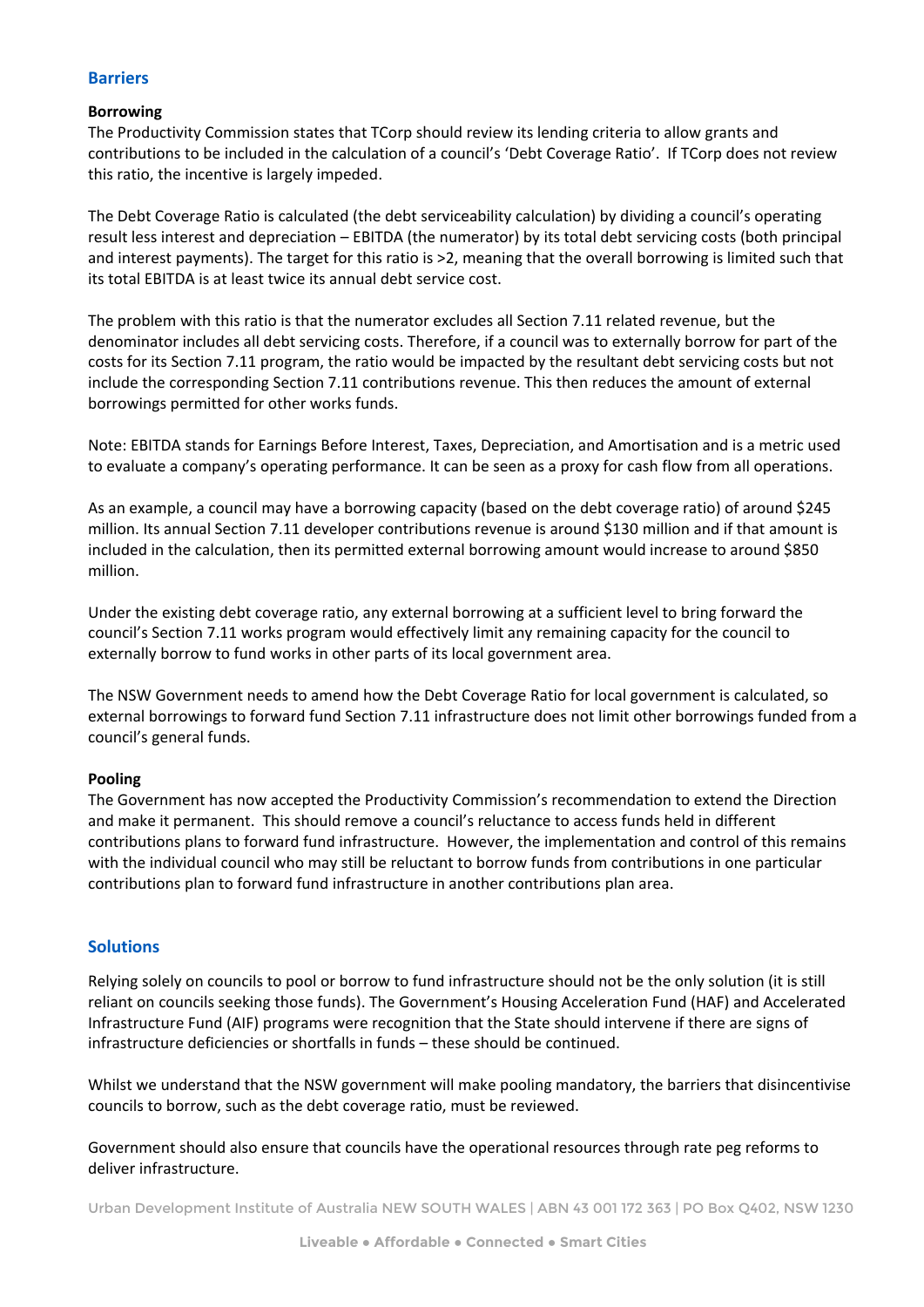## Barriers

**Borrowing**

The Productivity Commission states that TCorp should review its lending criteria to allow grants and contributions to be included in the calculation of a council's 'Debt Coverage Ratio'. If TCorp does not review this ratio, the incentive is largely impeded.

The Debt Coverage Ratio is calculated (the debt serviceability calculation) by dividing a council's operating result less interest and depreciation – EBITDA (the numerator) by its total debt servicing costs (both principal and interest payments). The target for this ratio is >2, meaning that the overall borrowing is limited such that its total EBITDA is at least twice its annual debt service cost.

The problem with this ratio is that the numerator excludes all Section 7.11 related revenue, but the denominator includes all debt servicing costs. Therefore, if a council was to externally borrow for part of the costs for its Section 7.11 program, the ratio would be impacted by the resultant debt servicing costs but not include the corresponding Section 7.11 contributions revenue. This then reduces the amount of external borrowings permitted for other works funds.

Note: EBITDA stands for Earnings Before Interest, Taxes, Depreciation, and Amortisation and is a metric used to evaluate a company's operating performance. It can be seen as a proxy for cash flow from all operations.

As an example, a council may have a borrowing capacity (based on the debt coverage ratio) of around $245 million. Its annual Section 7.11 developer contributions revenue is around $130 million and if that amount is included in the calculation, then its permitted external borrowing amount would increase to around $850 million.

Under the existing debt coverage ratio, any external borrowing at a sufficient level to bring forward the council's Section 7.11 works program would effectively limit any remaining capacity for the council to externally borrow to fund works in other parts of its local government area.

The NSW Government needs to amend how the Debt Coverage Ratio for local government is calculated, so external borrowings to forward fund Section 7.11 infrastructure does not limit other borrowings funded from a council's general funds.

**Pooling**

The Government has now accepted the Productivity Commission's recommendation to extend the Direction and make it permanent. This should remove a council's reluctance to access funds held in different contributions plans to forward fund infrastructure. However, the implementation and control of this remains with the individual council who may still be reluctant to borrow funds from contributions in one particular contributions plan to forward fund infrastructure in another contributions plan area.

## Solutions

Relying solely on councils to pool or borrow to fund infrastructure should not be the only solution (it is still reliant on councils seeking those funds). The Government's Housing Acceleration Fund (HAF) and Accelerated Infrastructure Fund (AIF) programs were recognition that the State should intervene if there are signs of infrastructure deficiencies or shortfalls in funds – these should be continued.

Whilst we understand that the NSW government will make pooling mandatory, the barriers that disincentivise councils to borrow, such as the debt coverage ratio, must be reviewed.

Government should also ensure that councils have the operational resources through rate peg reforms to deliver infrastructure.